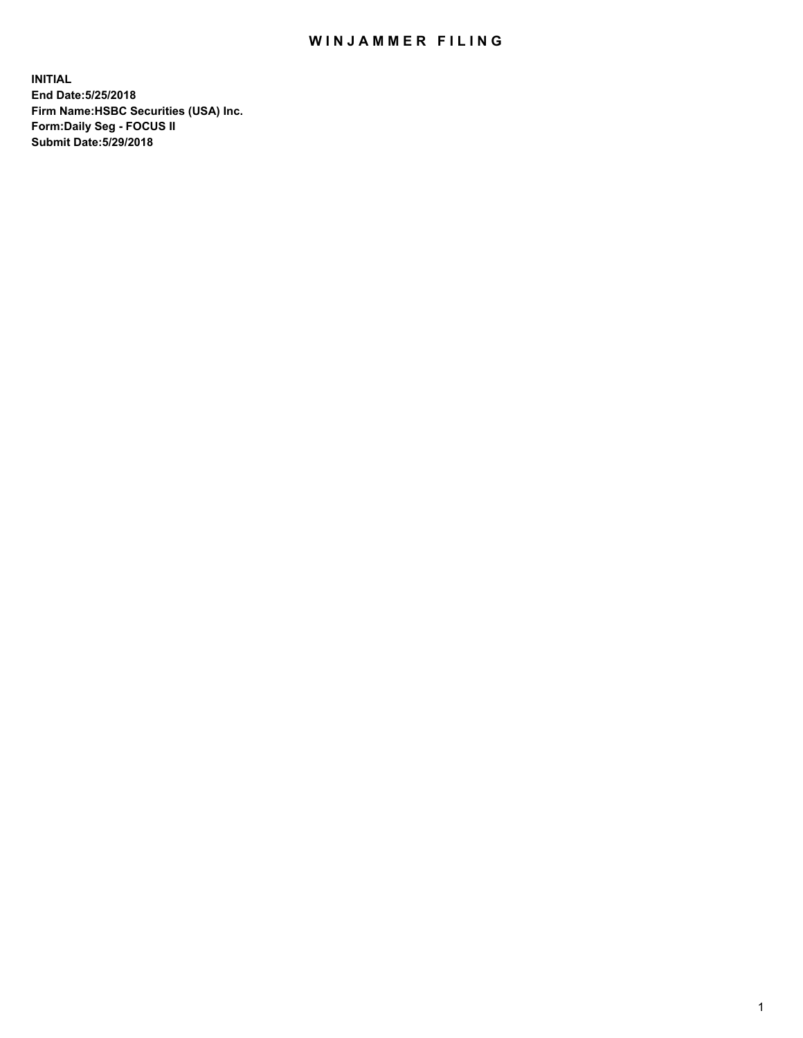# WINJAMMER FILING

**INITIAL**
**End Date:5/25/2018**
**Firm Name:HSBC Securities (USA) Inc.**
**Form:Daily Seg - FOCUS II**
**Submit Date:5/29/2018**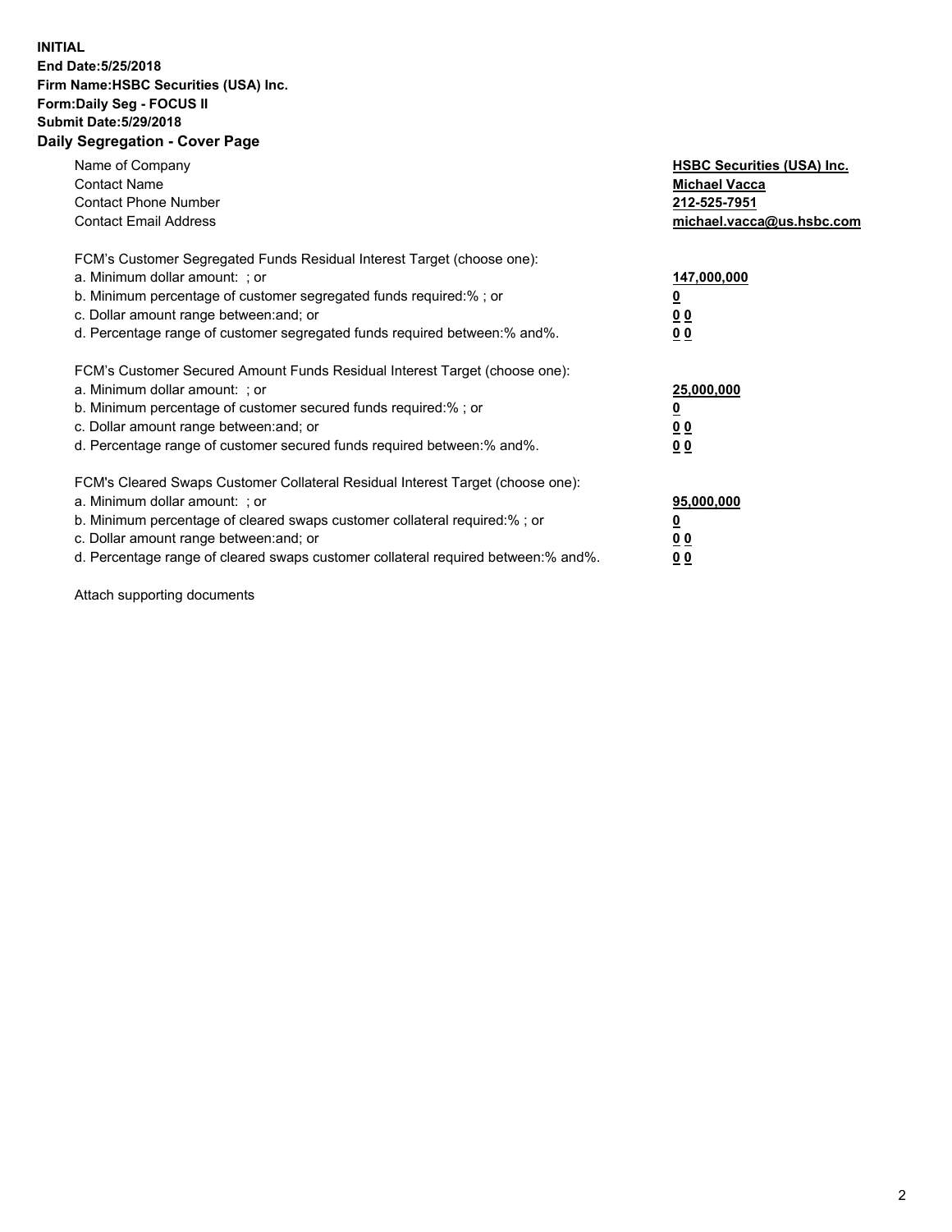**INITIAL**
**End Date:5/25/2018**
**Firm Name:HSBC Securities (USA) Inc.**
**Form:Daily Seg - FOCUS II**
**Submit Date:5/29/2018**

## Daily Segregation - Cover Page

| | |
|---|---|
| Name of Company | **HSBC Securities (USA) Inc.** |
| Contact Name | **Michael Vacca** |
| Contact Phone Number | **212-525-7951** |
| Contact Email Address | **michael.vacca@us.hsbc.com** |
| FCM's Customer Segregated Funds Residual Interest Target (choose one): | |
| a. Minimum dollar amount: ; or | **147,000,000** |
| b. Minimum percentage of customer segregated funds required:% ; or | **0** |
| c. Dollar amount range between:and; or | **0 0** |
| d. Percentage range of customer segregated funds required between:% and%. | **0 0** |
| FCM's Customer Secured Amount Funds Residual Interest Target (choose one): | |
| a. Minimum dollar amount: ; or | **25,000,000** |
| b. Minimum percentage of customer secured funds required:% ; or | **0** |
| c. Dollar amount range between:and; or | **0 0** |
| d. Percentage range of customer secured funds required between:% and%. | **0 0** |
| FCM's Cleared Swaps Customer Collateral Residual Interest Target (choose one): | |
| a. Minimum dollar amount: ; or | **95,000,000** |
| b. Minimum percentage of cleared swaps customer collateral required:% ; or | **0** |
| c. Dollar amount range between:and; or | **0 0** |
| d. Percentage range of cleared swaps customer collateral required between:% and%. | **0 0** |

Attach supporting documents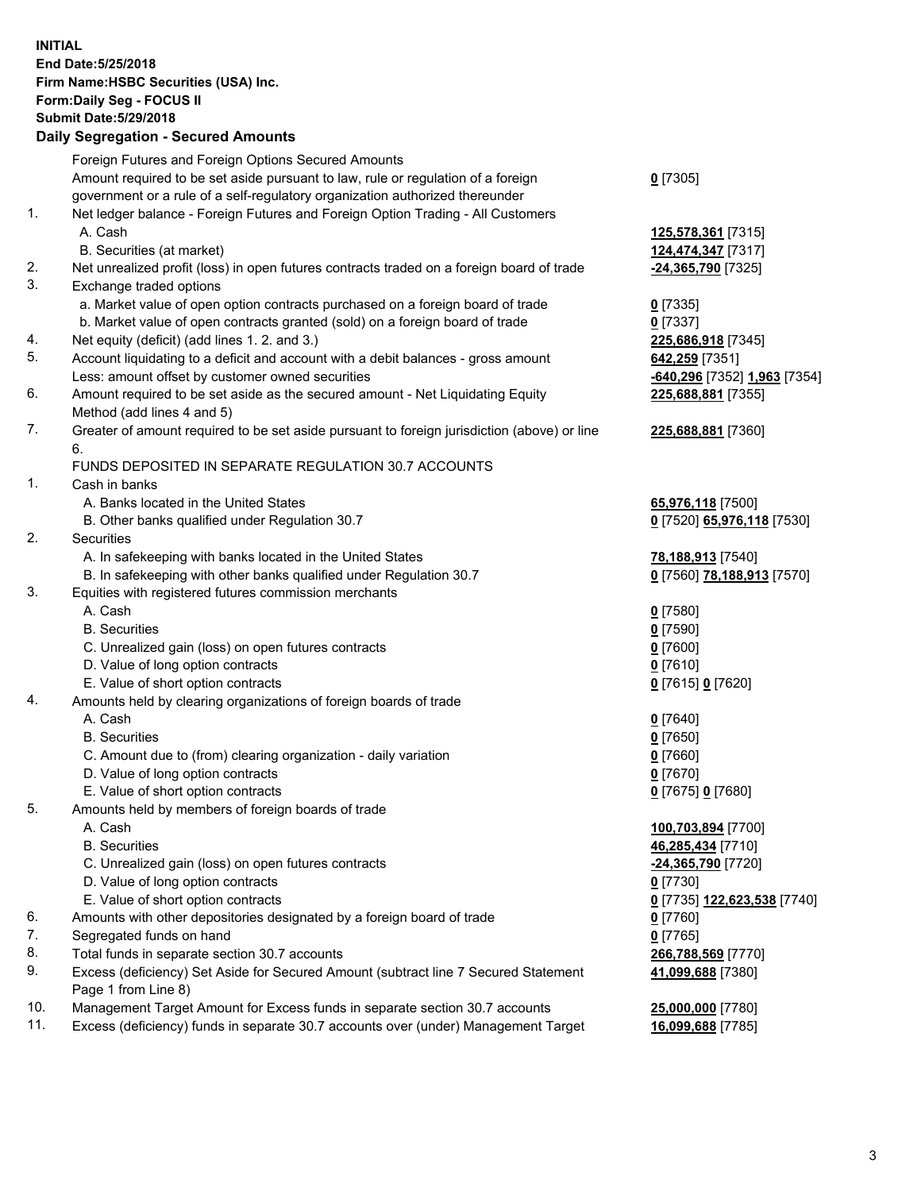**INITIAL**
**End Date:5/25/2018**
**Firm Name:HSBC Securities (USA) Inc.**
**Form:Daily Seg - FOCUS II**
**Submit Date:5/29/2018**

## Daily Segregation - Secured Amounts

| | | |
|---|---|---|
| | Foreign Futures and Foreign Options Secured Amounts | |
| | Amount required to be set aside pursuant to law, rule or regulation of a foreign government or a rule of a self-regulatory organization authorized thereunder | **0** [7305] |
| 1. | Net ledger balance - Foreign Futures and Foreign Option Trading - All Customers | |
| | A. Cash | **125,578,361** [7315] |
| | B. Securities (at market) | **124,474,347** [7317] |
| 2. | Net unrealized profit (loss) in open futures contracts traded on a foreign board of trade | **-24,365,790** [7325] |
| 3. | Exchange traded options | |
| | a. Market value of open option contracts purchased on a foreign board of trade | **0** [7335] |
| | b. Market value of open contracts granted (sold) on a foreign board of trade | **0** [7337] |
| 4. | Net equity (deficit) (add lines 1. 2. and 3.) | **225,686,918** [7345] |
| 5. | Account liquidating to a deficit and account with a debit balances - gross amount | **642,259** [7351] |
| | Less: amount offset by customer owned securities | **-640,296** [7352] **1,963** [7354] |
| 6. | Amount required to be set aside as the secured amount - Net Liquidating Equity Method (add lines 4 and 5) | **225,688,881** [7355] |
| 7. | Greater of amount required to be set aside pursuant to foreign jurisdiction (above) or line 6. | **225,688,881** [7360] |
| | FUNDS DEPOSITED IN SEPARATE REGULATION 30.7 ACCOUNTS | |
| 1. | Cash in banks | |
| | A. Banks located in the United States | **65,976,118** [7500] |
| | B. Other banks qualified under Regulation 30.7 | **0** [7520] **65,976,118** [7530] |
| 2. | Securities | |
| | A. In safekeeping with banks located in the United States | **78,188,913** [7540] |
| | B. In safekeeping with other banks qualified under Regulation 30.7 | **0** [7560] **78,188,913** [7570] |
| 3. | Equities with registered futures commission merchants | |
| | A. Cash | **0** [7580] |
| | B. Securities | **0** [7590] |
| | C. Unrealized gain (loss) on open futures contracts | **0** [7600] |
| | D. Value of long option contracts | **0** [7610] |
| | E. Value of short option contracts | **0** [7615] **0** [7620] |
| 4. | Amounts held by clearing organizations of foreign boards of trade | |
| | A. Cash | **0** [7640] |
| | B. Securities | **0** [7650] |
| | C. Amount due to (from) clearing organization - daily variation | **0** [7660] |
| | D. Value of long option contracts | **0** [7670] |
| | E. Value of short option contracts | **0** [7675] **0** [7680] |
| 5. | Amounts held by members of foreign boards of trade | |
| | A. Cash | **100,703,894** [7700] |
| | B. Securities | **46,285,434** [7710] |
| | C. Unrealized gain (loss) on open futures contracts | **-24,365,790** [7720] |
| | D. Value of long option contracts | **0** [7730] |
| | E. Value of short option contracts | **0** [7735] **122,623,538** [7740] |
| 6. | Amounts with other depositories designated by a foreign board of trade | **0** [7760] |
| 7. | Segregated funds on hand | **0** [7765] |
| 8. | Total funds in separate section 30.7 accounts | **266,788,569** [7770] |
| 9. | Excess (deficiency) Set Aside for Secured Amount (subtract line 7 Secured Statement Page 1 from Line 8) | **41,099,688** [7380] |
| 10. | Management Target Amount for Excess funds in separate section 30.7 accounts | **25,000,000** [7780] |
| 11. | Excess (deficiency) funds in separate 30.7 accounts over (under) Management Target | **16,099,688** [7785] |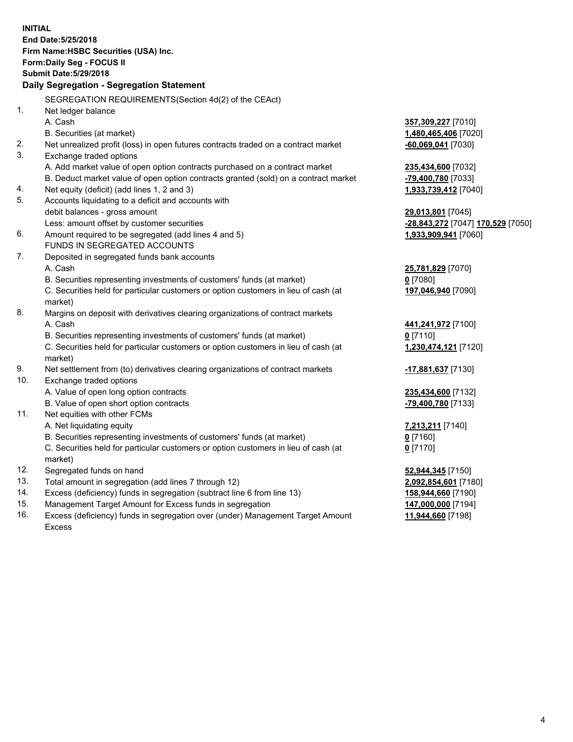**INITIAL**
**End Date:5/25/2018**
**Firm Name:HSBC Securities (USA) Inc.**
**Form:Daily Seg - FOCUS II**
**Submit Date:5/29/2018**

**Daily Segregation - Segregation Statement**

| | | |
|---|---|---|
| | SEGREGATION REQUIREMENTS(Section 4d(2) of the CEAct) | |
| 1. | Net ledger balance | |
| | A. Cash | **357,309,227** [7010] |
| | B. Securities (at market) | **1,480,465,406** [7020] |
| 2. | Net unrealized profit (loss) in open futures contracts traded on a contract market | **-60,069,041** [7030] |
| 3. | Exchange traded options | |
| | A. Add market value of open option contracts purchased on a contract market | **235,434,600** [7032] |
| | B. Deduct market value of open option contracts granted (sold) on a contract market | **-79,400,780** [7033] |
| 4. | Net equity (deficit) (add lines 1, 2 and 3) | **1,933,739,412** [7040] |
| 5. | Accounts liquidating to a deficit and accounts with debit balances - gross amount | **29,013,801** [7045] |
| | Less: amount offset by customer securities | **-28,843,272** [7047] **170,529** [7050] |
| 6. | Amount required to be segregated (add lines 4 and 5) | **1,933,909,941** [7060] |
| | FUNDS IN SEGREGATED ACCOUNTS | |
| 7. | Deposited in segregated funds bank accounts | |
| | A. Cash | **25,781,829** [7070] |
| | B. Securities representing investments of customers' funds (at market) | **0** [7080] |
| | C. Securities held for particular customers or option customers in lieu of cash (at market) | **197,046,940** [7090] |
| 8. | Margins on deposit with derivatives clearing organizations of contract markets | |
| | A. Cash | **441,241,972** [7100] |
| | B. Securities representing investments of customers' funds (at market) | **0** [7110] |
| | C. Securities held for particular customers or option customers in lieu of cash (at market) | **1,230,474,121** [7120] |
| 9. | Net settlement from (to) derivatives clearing organizations of contract markets | **-17,881,637** [7130] |
| 10. | Exchange traded options | |
| | A. Value of open long option contracts | **235,434,600** [7132] |
| | B. Value of open short option contracts | **-79,400,780** [7133] |
| 11. | Net equities with other FCMs | |
| | A. Net liquidating equity | **7,213,211** [7140] |
| | B. Securities representing investments of customers' funds (at market) | **0** [7160] |
| | C. Securities held for particular customers or option customers in lieu of cash (at market) | **0** [7170] |
| 12. | Segregated funds on hand | **52,944,345** [7150] |
| 13. | Total amount in segregation (add lines 7 through 12) | **2,092,854,601** [7180] |
| 14. | Excess (deficiency) funds in segregation (subtract line 6 from line 13) | **158,944,660** [7190] |
| 15. | Management Target Amount for Excess funds in segregation | **147,000,000** [7194] |
| 16. | Excess (deficiency) funds in segregation over (under) Management Target Amount Excess | **11,944,660** [7198] |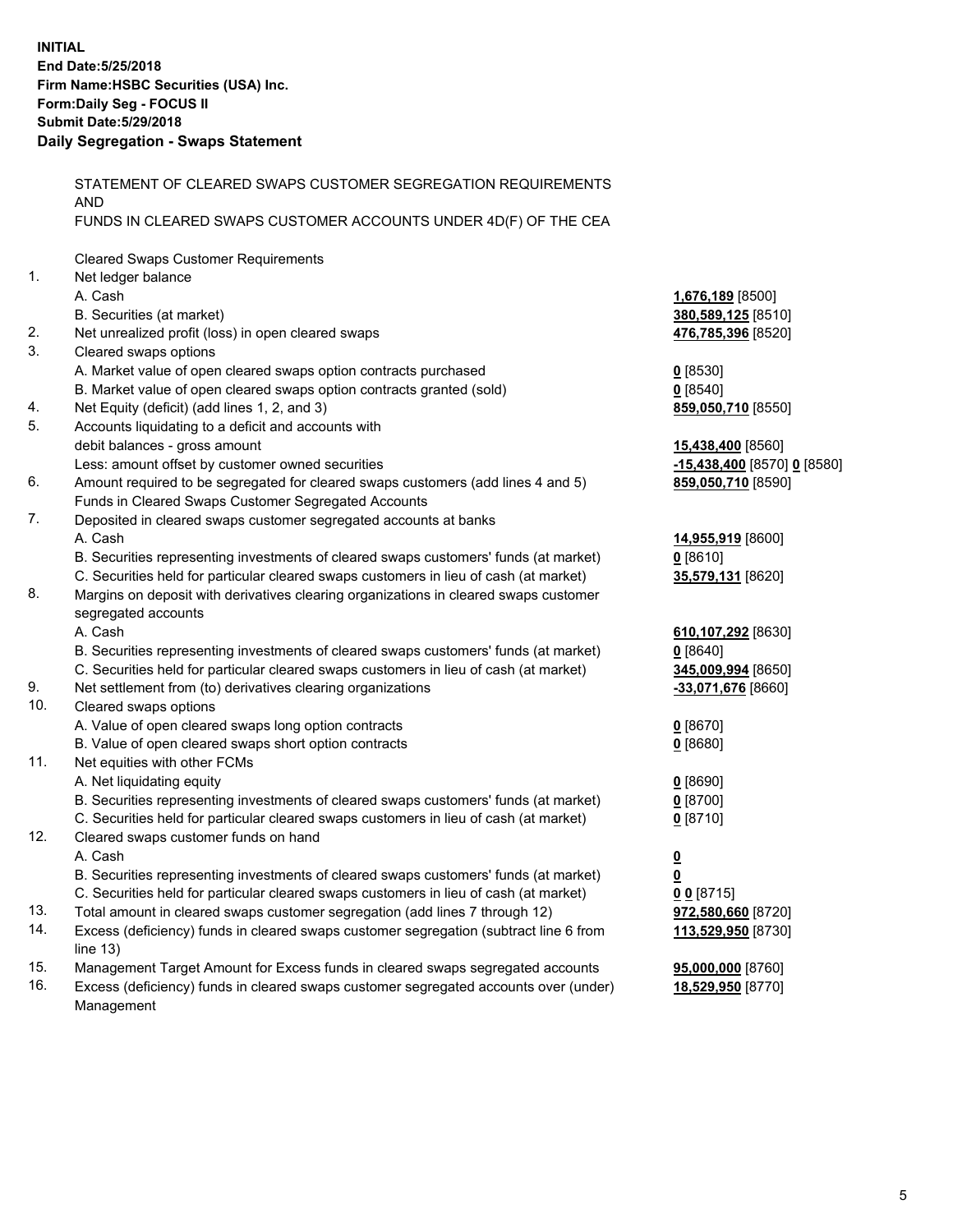**INITIAL**
**End Date:5/25/2018**
**Firm Name:HSBC Securities (USA) Inc.**
**Form:Daily Seg - FOCUS II**
**Submit Date:5/29/2018**
**Daily Segregation - Swaps Statement**

STATEMENT OF CLEARED SWAPS CUSTOMER SEGREGATION REQUIREMENTS AND FUNDS IN CLEARED SWAPS CUSTOMER ACCOUNTS UNDER 4D(F) OF THE CEA

| | | |
|---|---|---|
| | Cleared Swaps Customer Requirements | |
| 1. | Net ledger balance | |
| | A. Cash | **1,676,189** [8500] |
| | B. Securities (at market) | **380,589,125** [8510] |
| 2. | Net unrealized profit (loss) in open cleared swaps | **476,785,396** [8520] |
| 3. | Cleared swaps options | |
| | A. Market value of open cleared swaps option contracts purchased | **0** [8530] |
| | B. Market value of open cleared swaps option contracts granted (sold) | **0** [8540] |
| 4. | Net Equity (deficit) (add lines 1, 2, and 3) | **859,050,710** [8550] |
| 5. | Accounts liquidating to a deficit and accounts with debit balances - gross amount | **15,438,400** [8560] |
| | Less: amount offset by customer owned securities | **-15,438,400** [8570] **0** [8580] |
| 6. | Amount required to be segregated for cleared swaps customers (add lines 4 and 5) | **859,050,710** [8590] |
| | Funds in Cleared Swaps Customer Segregated Accounts | |
| 7. | Deposited in cleared swaps customer segregated accounts at banks | |
| | A. Cash | **14,955,919** [8600] |
| | B. Securities representing investments of cleared swaps customers' funds (at market) | **0** [8610] |
| | C. Securities held for particular cleared swaps customers in lieu of cash (at market) | **35,579,131** [8620] |
| 8. | Margins on deposit with derivatives clearing organizations in cleared swaps customer segregated accounts | |
| | A. Cash | **610,107,292** [8630] |
| | B. Securities representing investments of cleared swaps customers' funds (at market) | **0** [8640] |
| | C. Securities held for particular cleared swaps customers in lieu of cash (at market) | **345,009,994** [8650] |
| 9. | Net settlement from (to) derivatives clearing organizations | **-33,071,676** [8660] |
| 10. | Cleared swaps options | |
| | A. Value of open cleared swaps long option contracts | **0** [8670] |
| | B. Value of open cleared swaps short option contracts | **0** [8680] |
| 11. | Net equities with other FCMs | |
| | A. Net liquidating equity | **0** [8690] |
| | B. Securities representing investments of cleared swaps customers' funds (at market) | **0** [8700] |
| | C. Securities held for particular cleared swaps customers in lieu of cash (at market) | **0** [8710] |
| 12. | Cleared swaps customer funds on hand | |
| | A. Cash | **0** |
| | B. Securities representing investments of cleared swaps customers' funds (at market) | **0** |
| | C. Securities held for particular cleared swaps customers in lieu of cash (at market) | **0** **0** [8715] |
| 13. | Total amount in cleared swaps customer segregation (add lines 7 through 12) | **972,580,660** [8720] |
| 14. | Excess (deficiency) funds in cleared swaps customer segregation (subtract line 6 from line 13) | **113,529,950** [8730] |
| 15. | Management Target Amount for Excess funds in cleared swaps segregated accounts | **95,000,000** [8760] |
| 16. | Excess (deficiency) funds in cleared swaps customer segregated accounts over (under) Management | **18,529,950** [8770] |